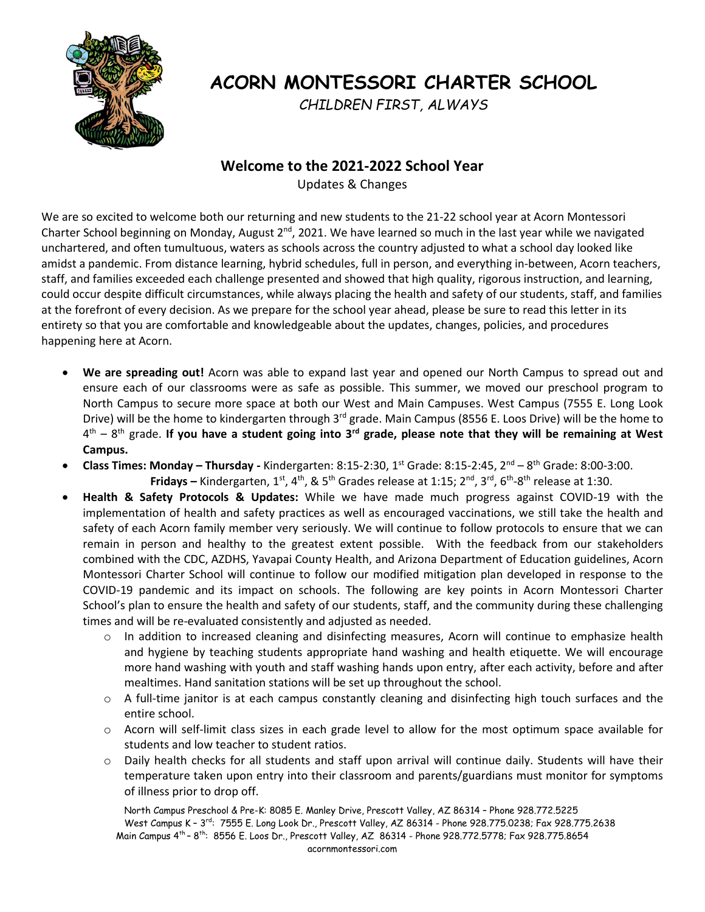# ACORN MONTESSORI CHARTER SCHOOL

*CHILDREN FIRST, ALWAYS*

## Welcome to the 2021-2022 School Year

Updates & Changes

We are so excited to welcome both our returning and new students to the 21-22 school year at Acorn Montessori Charter School beginning on Monday, August 2nd, 2021. We have learned so much in the last year while we navigated unchartered, and often tumultuous, waters as schools across the country adjusted to what a school day looked like amidst a pandemic. From distance learning, hybrid schedules, full in person, and everything in-between, Acorn teachers, staff, and families exceeded each challenge presented and showed that high quality, rigorous instruction, and learning, could occur despite difficult circumstances, while always placing the health and safety of our students, staff, and families at the forefront of every decision. As we prepare for the school year ahead, please be sure to read this letter in its entirety so that you are comfortable and knowledgeable about the updates, changes, policies, and procedures happening here at Acorn.

- **We are spreading out!** Acorn was able to expand last year and opened our North Campus to spread out and ensure each of our classrooms were as safe as possible. This summer, we moved our preschool program to North Campus to secure more space at both our West and Main Campuses. West Campus (7555 E. Long Look Drive) will be the home to kindergarten through 3rd grade. Main Campus (8556 E. Loos Drive) will be the home to 4th – 8th grade. **If you have a student going into 3rd grade, please note that they will be remaining at West Campus.**
- **Class Times: Monday – Thursday -** Kindergarten: 8:15-2:30, 1st Grade: 8:15-2:45, 2nd – 8th Grade: 8:00-3:00.
  **Fridays –** Kindergarten, 1st, 4th, & 5th Grades release at 1:15; 2nd, 3rd, 6th-8th release at 1:30.
- **Health & Safety Protocols & Updates:** While we have made much progress against COVID-19 with the implementation of health and safety practices as well as encouraged vaccinations, we still take the health and safety of each Acorn family member very seriously. We will continue to follow protocols to ensure that we can remain in person and healthy to the greatest extent possible. With the feedback from our stakeholders combined with the CDC, AZDHS, Yavapai County Health, and Arizona Department of Education guidelines, Acorn Montessori Charter School will continue to follow our modified mitigation plan developed in response to the COVID-19 pandemic and its impact on schools. The following are key points in Acorn Montessori Charter School's plan to ensure the health and safety of our students, staff, and the community during these challenging times and will be re-evaluated consistently and adjusted as needed.
  - In addition to increased cleaning and disinfecting measures, Acorn will continue to emphasize health and hygiene by teaching students appropriate hand washing and health etiquette. We will encourage more hand washing with youth and staff washing hands upon entry, after each activity, before and after mealtimes. Hand sanitation stations will be set up throughout the school.
  - A full-time janitor is at each campus constantly cleaning and disinfecting high touch surfaces and the entire school.
  - Acorn will self-limit class sizes in each grade level to allow for the most optimum space available for students and low teacher to student ratios.
  - Daily health checks for all students and staff upon arrival will continue daily. Students will have their temperature taken upon entry into their classroom and parents/guardians must monitor for symptoms of illness prior to drop off.

North Campus Preschool & Pre-K: 8085 E. Manley Drive, Prescott Valley, AZ 86314 – Phone 928.772.5225
West Campus K – 3rd: 7555 E. Long Look Dr., Prescott Valley, AZ 86314 - Phone 928.775.0238; Fax 928.775.2638
Main Campus 4th – 8th: 8556 E. Loos Dr., Prescott Valley, AZ 86314 - Phone 928.772.5778; Fax 928.775.8654
acornmontessori.com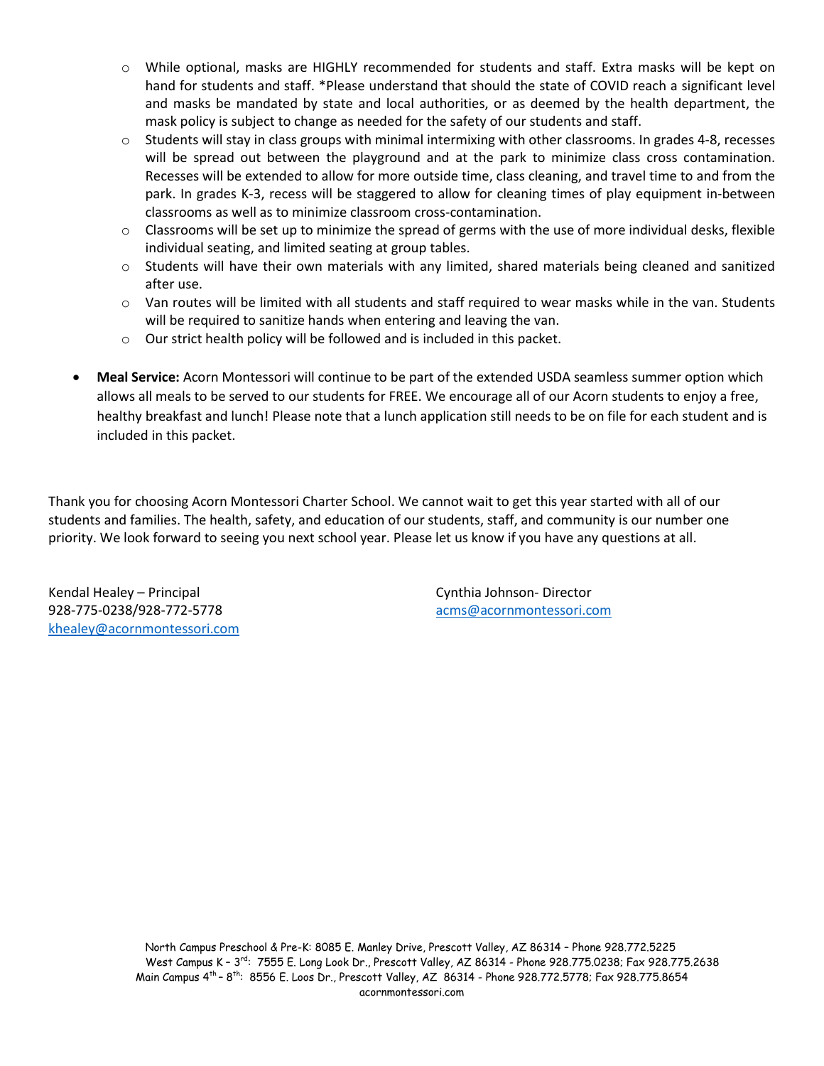- While optional, masks are HIGHLY recommended for students and staff. Extra masks will be kept on hand for students and staff. *Please understand that should the state of COVID reach a significant level and masks be mandated by state and local authorities, or as deemed by the health department, the mask policy is subject to change as needed for the safety of our students and staff.
- Students will stay in class groups with minimal intermixing with other classrooms. In grades 4-8, recesses will be spread out between the playground and at the park to minimize class cross contamination. Recesses will be extended to allow for more outside time, class cleaning, and travel time to and from the park. In grades K-3, recess will be staggered to allow for cleaning times of play equipment in-between classrooms as well as to minimize classroom cross-contamination.
- Classrooms will be set up to minimize the spread of germs with the use of more individual desks, flexible individual seating, and limited seating at group tables.
- Students will have their own materials with any limited, shared materials being cleaned and sanitized after use.
- Van routes will be limited with all students and staff required to wear masks while in the van. Students will be required to sanitize hands when entering and leaving the van.
- Our strict health policy will be followed and is included in this packet.

- **Meal Service:** Acorn Montessori will continue to be part of the extended USDA seamless summer option which allows all meals to be served to our students for FREE. We encourage all of our Acorn students to enjoy a free, healthy breakfast and lunch! Please note that a lunch application still needs to be on file for each student and is included in this packet.

Thank you for choosing Acorn Montessori Charter School. We cannot wait to get this year started with all of our students and families. The health, safety, and education of our students, staff, and community is our number one priority. We look forward to seeing you next school year. Please let us know if you have any questions at all.

Kendal Healey – Principal
928-775-0238/928-772-5778
khealey@acornmontessori.com

Cynthia Johnson- Director
acms@acornmontessori.com

North Campus Preschool & Pre-K: 8085 E. Manley Drive, Prescott Valley, AZ 86314 – Phone 928.772.5225
West Campus K – 3rd: 7555 E. Long Look Dr., Prescott Valley, AZ 86314 - Phone 928.775.0238; Fax 928.775.2638
Main Campus 4th – 8th: 8556 E. Loos Dr., Prescott Valley, AZ 86314 - Phone 928.772.5778; Fax 928.775.8654
acornmontessori.com